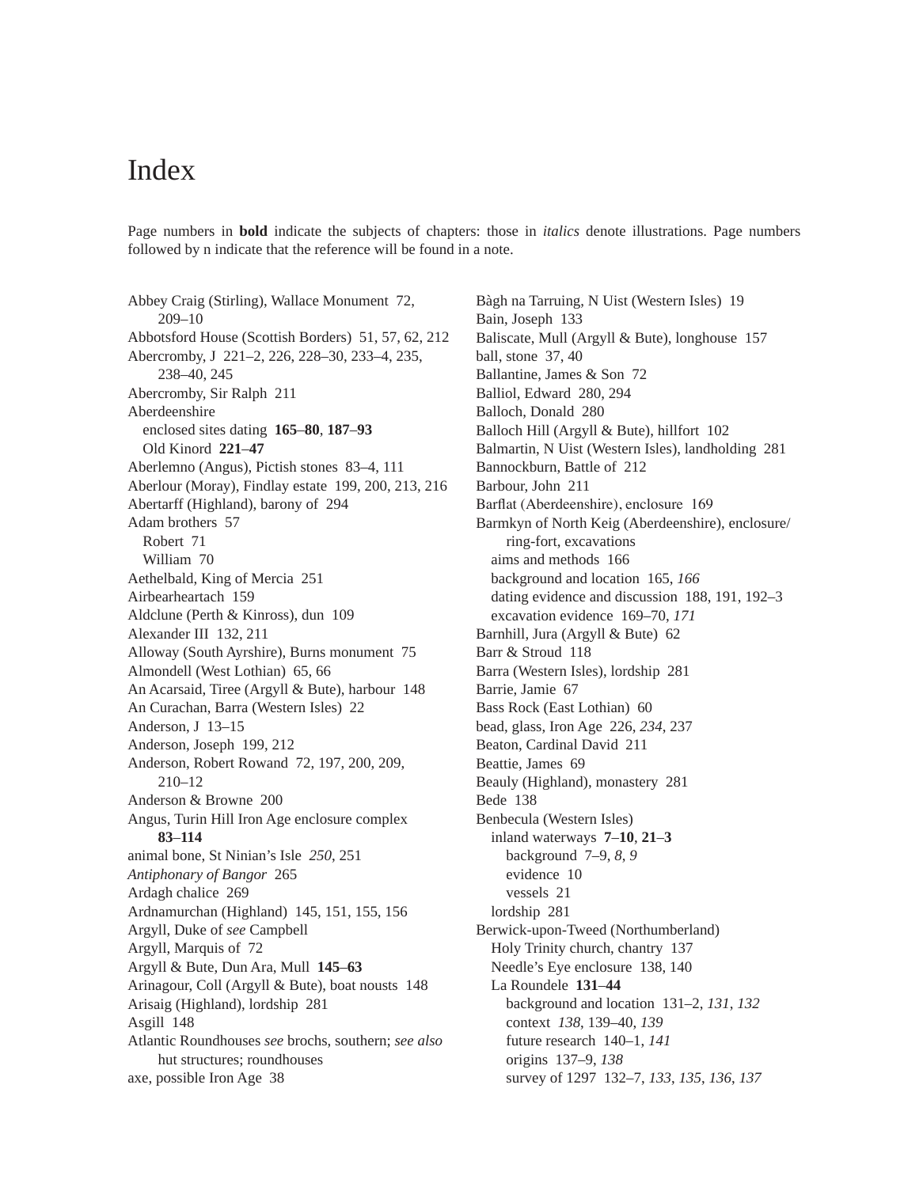# Index

Page numbers in **bold** indicate the subjects of chapters: those in *italics* denote illustrations. Page numbers followed by n indicate that the reference will be found in a note.

Abbey Craig (Stirling), Wallace Monument 72, 209–10
Abbotsford House (Scottish Borders) 51, 57, 62, 212
Abercromby, J 221–2, 226, 228–30, 233–4, 235, 238–40, 245
Abercromby, Sir Ralph 211
Aberdeenshire
  enclosed sites dating **165–80**, **187–93**
  Old Kinord **221–47**
Aberlemno (Angus), Pictish stones 83–4, 111
Aberlour (Moray), Findlay estate 199, 200, 213, 216
Abertarff (Highland), barony of 294
Adam brothers 57
  Robert 71
  William 70
Aethelbald, King of Mercia 251
Airbearheartach 159
Aldclune (Perth & Kinross), dun 109
Alexander III 132, 211
Alloway (South Ayrshire), Burns monument 75
Almondell (West Lothian) 65, 66
An Acarsaid, Tiree (Argyll & Bute), harbour 148
An Curachan, Barra (Western Isles) 22
Anderson, J 13–15
Anderson, Joseph 199, 212
Anderson, Robert Rowand 72, 197, 200, 209, 210–12
Anderson & Browne 200
Angus, Turin Hill Iron Age enclosure complex **83–114**
animal bone, St Ninian's Isle *250*, 251
*Antiphonary of Bangor* 265
Ardagh chalice 269
Ardnamurchan (Highland) 145, 151, 155, 156
Argyll, Duke of *see* Campbell
Argyll, Marquis of 72
Argyll & Bute, Dun Ara, Mull **145–63**
Arinagour, Coll (Argyll & Bute), boat nousts 148
Arisaig (Highland), lordship 281
Asgill 148
Atlantic Roundhouses *see* brochs, southern; *see also* hut structures; roundhouses
axe, possible Iron Age 38

Bàgh na Tarruing, N Uist (Western Isles) 19
Bain, Joseph 133
Baliscate, Mull (Argyll & Bute), longhouse 157
ball, stone 37, 40
Ballantine, James & Son 72
Balliol, Edward 280, 294
Balloch, Donald 280
Balloch Hill (Argyll & Bute), hillfort 102
Balmartin, N Uist (Western Isles), landholding 281
Bannockburn, Battle of 212
Barbour, John 211
Barflat (Aberdeenshire), enclosure 169
Barmkyn of North Keig (Aberdeenshire), enclosure/ring-fort, excavations
  aims and methods 166
  background and location 165, *166*
  dating evidence and discussion 188, 191, 192–3
  excavation evidence 169–70, *171*
Barnhill, Jura (Argyll & Bute) 62
Barr & Stroud 118
Barra (Western Isles), lordship 281
Barrie, Jamie 67
Bass Rock (East Lothian) 60
bead, glass, Iron Age 226, *234*, 237
Beaton, Cardinal David 211
Beattie, James 69
Beauly (Highland), monastery 281
Bede 138
Benbecula (Western Isles)
  inland waterways **7–10**, **21–3**
    background 7–9, *8*, *9*
    evidence 10
    vessels 21
  lordship 281
Berwick-upon-Tweed (Northumberland)
  Holy Trinity church, chantry 137
  Needle's Eye enclosure 138, 140
  La Roundele **131–44**
    background and location 131–2, *131*, *132*
    context *138*, 139–40, *139*
    future research 140–1, *141*
    origins 137–9, *138*
    survey of 1297 132–7, *133*, *135*, *136*, *137*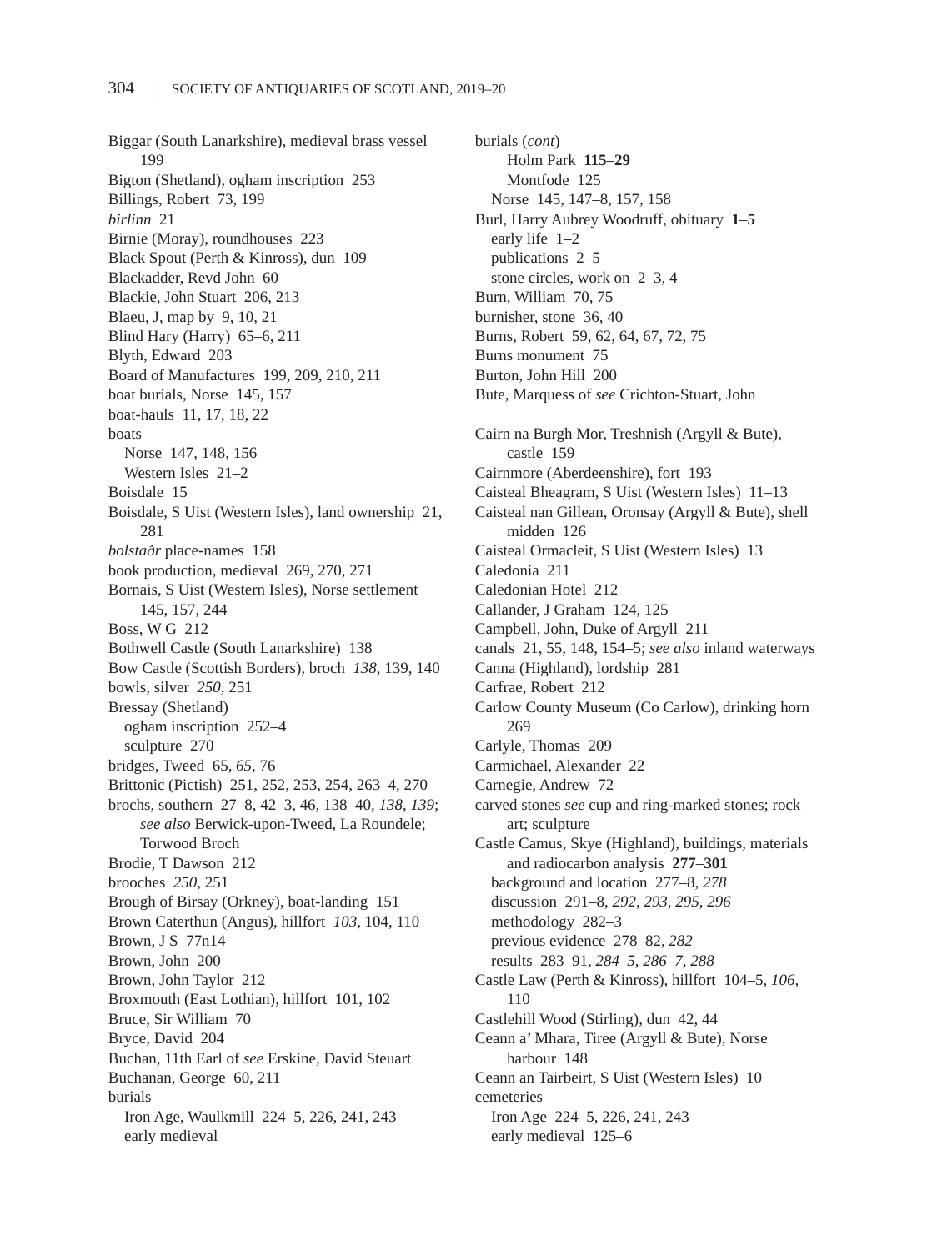Biggar (South Lanarkshire), medieval brass vessel 199
Bigton (Shetland), ogham inscription 253
Billings, Robert 73, 199
*birlinn* 21
Birnie (Moray), roundhouses 223
Black Spout (Perth & Kinross), dun 109
Blackadder, Revd John 60
Blackie, John Stuart 206, 213
Blaeu, J, map by 9, 10, 21
Blind Hary (Harry) 65–6, 211
Blyth, Edward 203
Board of Manufactures 199, 209, 210, 211
boat burials, Norse 145, 157
boat-hauls 11, 17, 18, 22
boats
  Norse 147, 148, 156
  Western Isles 21–2
Boisdale 15
Boisdale, S Uist (Western Isles), land ownership 21, 281
*bolstaðr* place-names 158
book production, medieval 269, 270, 271
Bornais, S Uist (Western Isles), Norse settlement 145, 157, 244
Boss, W G 212
Bothwell Castle (South Lanarkshire) 138
Bow Castle (Scottish Borders), broch *138*, 139, 140
bowls, silver *250*, 251
Bressay (Shetland)
  ogham inscription 252–4
  sculpture 270
bridges, Tweed 65, *65*, 76
Brittonic (Pictish) 251, 252, 253, 254, 263–4, 270
brochs, southern 27–8, 42–3, 46, 138–40, *138*, *139*; *see also* Berwick-upon-Tweed, La Roundele; Torwood Broch
Brodie, T Dawson 212
brooches *250*, 251
Brough of Birsay (Orkney), boat-landing 151
Brown Caterthun (Angus), hillfort *103*, 104, 110
Brown, J S 77n14
Brown, John 200
Brown, John Taylor 212
Broxmouth (East Lothian), hillfort 101, 102
Bruce, Sir William 70
Bryce, David 204
Buchan, 11th Earl of *see* Erskine, David Steuart
Buchanan, George 60, 211
burials
  Iron Age, Waulkmill 224–5, 226, 241, 243
  early medieval
burials (*cont*)
    Holm Park **115**–**29**
    Montfode 125
  Norse 145, 147–8, 157, 158
Burl, Harry Aubrey Woodruff, obituary **1**–**5**
  early life 1–2
  publications 2–5
  stone circles, work on 2–3, 4
Burn, William 70, 75
burnisher, stone 36, 40
Burns, Robert 59, 62, 64, 67, 72, 75
Burns monument 75
Burton, John Hill 200
Bute, Marquess of *see* Crichton-Stuart, John

Cairn na Burgh Mor, Treshnish (Argyll & Bute), castle 159
Cairnmore (Aberdeenshire), fort 193
Caisteal Bheagram, S Uist (Western Isles) 11–13
Caisteal nan Gillean, Oronsay (Argyll & Bute), shell midden 126
Caisteal Ormacleit, S Uist (Western Isles) 13
Caledonia 211
Caledonian Hotel 212
Callander, J Graham 124, 125
Campbell, John, Duke of Argyll 211
canals 21, 55, 148, 154–5; *see also* inland waterways
Canna (Highland), lordship 281
Carfrae, Robert 212
Carlow County Museum (Co Carlow), drinking horn 269
Carlyle, Thomas 209
Carmichael, Alexander 22
Carnegie, Andrew 72
carved stones *see* cup and ring-marked stones; rock art; sculpture
Castle Camus, Skye (Highland), buildings, materials and radiocarbon analysis **277**–**301**
  background and location 277–8, *278*
  discussion 291–8, *292*, *293*, *295*, *296*
  methodology 282–3
  previous evidence 278–82, *282*
  results 283–91, *284–5*, *286–7*, *288*
Castle Law (Perth & Kinross), hillfort 104–5, *106*, 110
Castlehill Wood (Stirling), dun 42, 44
Ceann a' Mhara, Tiree (Argyll & Bute), Norse harbour 148
Ceann an Tairbeirt, S Uist (Western Isles) 10
cemeteries
  Iron Age 224–5, 226, 241, 243
  early medieval 125–6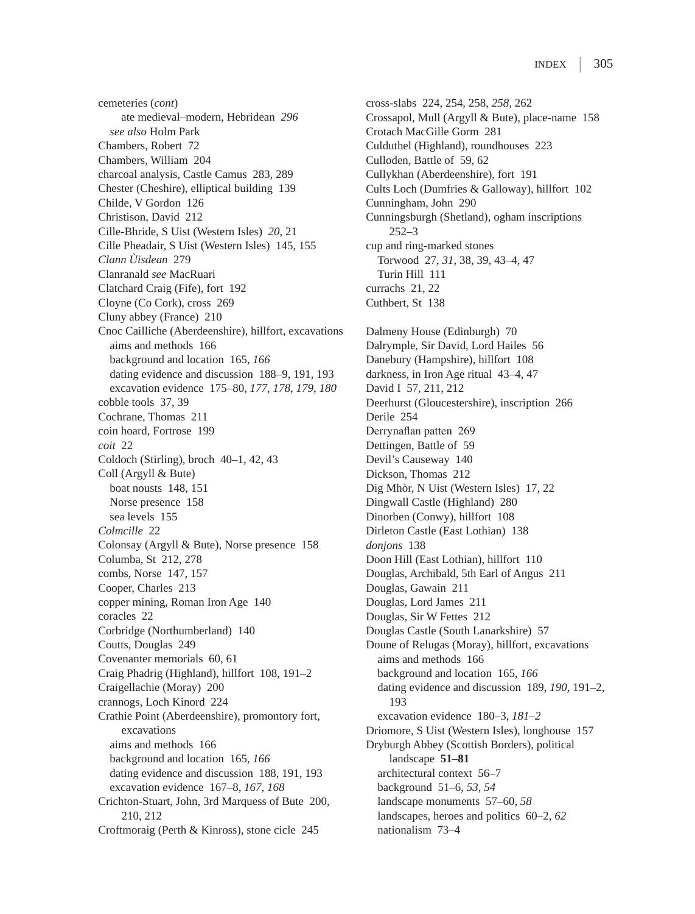cemeteries (*cont*)
- ate medieval–modern, Hebridean *296*
- *see also* Holm Park

Chambers, Robert 72
Chambers, William 204
charcoal analysis, Castle Camus 283, 289
Chester (Cheshire), elliptical building 139
Childe, V Gordon 126
Christison, David 212
Cille-Bhride, S Uist (Western Isles) *20*, 21
Cille Pheadair, S Uist (Western Isles) 145, 155
*Clann Ùisdean* 279
Clanranald *see* MacRuari
Clatchard Craig (Fife), fort 192
Cloyne (Co Cork), cross 269
Cluny abbey (France) 210
Cnoc Cailliche (Aberdeenshire), hillfort, excavations
- aims and methods 166
- background and location 165, *166*
- dating evidence and discussion 188–9, 191, 193
- excavation evidence 175–80, *177*, *178*, *179*, *180*

cobble tools 37, 39
Cochrane, Thomas 211
coin hoard, Fortrose 199
*coit* 22
Coldoch (Stirling), broch 40–1, 42, 43
Coll (Argyll & Bute)
- boat nousts 148, 151
- Norse presence 158
- sea levels 155

*Colmcille* 22
Colonsay (Argyll & Bute), Norse presence 158
Columba, St 212, 278
combs, Norse 147, 157
Cooper, Charles 213
copper mining, Roman Iron Age 140
coracles 22
Corbridge (Northumberland) 140
Coutts, Douglas 249
Covenanter memorials 60, 61
Craig Phadrig (Highland), hillfort 108, 191–2
Craigellachie (Moray) 200
crannogs, Loch Kinord 224
Crathie Point (Aberdeenshire), promontory fort, excavations
- aims and methods 166
- background and location 165, *166*
- dating evidence and discussion 188, 191, 193
- excavation evidence 167–8, *167*, *168*

Crichton-Stuart, John, 3rd Marquess of Bute 200, 210, 212
Croftmoraig (Perth & Kinross), stone cicle 245
cross-slabs 224, 254, 258, *258*, 262
Crossapol, Mull (Argyll & Bute), place-name 158
Crotach MacGille Gorm 281
Culduthel (Highland), roundhouses 223
Culloden, Battle of 59, 62
Cullykhan (Aberdeenshire), fort 191
Cults Loch (Dumfries & Galloway), hillfort 102
Cunningham, John 290
Cunningsburgh (Shetland), ogham inscriptions 252–3
cup and ring-marked stones
- Torwood 27, *31*, 38, 39, 43–4, 47
- Turin Hill 111

currachs 21, 22
Cuthbert, St 138

Dalmeny House (Edinburgh) 70
Dalrymple, Sir David, Lord Hailes 56
Danebury (Hampshire), hillfort 108
darkness, in Iron Age ritual 43–4, 47
David I 57, 211, 212
Deerhurst (Gloucestershire), inscription 266
Derile 254
Derrynaflan patten 269
Dettingen, Battle of 59
Devil's Causeway 140
Dickson, Thomas 212
Dig Mhòr, N Uist (Western Isles) 17, 22
Dingwall Castle (Highland) 280
Dinorben (Conwy), hillfort 108
Dirleton Castle (East Lothian) 138
*donjons* 138
Doon Hill (East Lothian), hillfort 110
Douglas, Archibald, 5th Earl of Angus 211
Douglas, Gawain 211
Douglas, Lord James 211
Douglas, Sir W Fettes 212
Douglas Castle (South Lanarkshire) 57
Doune of Relugas (Moray), hillfort, excavations
- aims and methods 166
- background and location 165, *166*
- dating evidence and discussion 189, *190*, 191–2, 193
- excavation evidence 180–3, *181–2*

Driomore, S Uist (Western Isles), longhouse 157
Dryburgh Abbey (Scottish Borders), political landscape **51**–**81**
- architectural context 56–7
- background 51–6, *53*, *54*
- landscape monuments 57–60, *58*
- landscapes, heroes and politics 60–2, *62*
- nationalism 73–4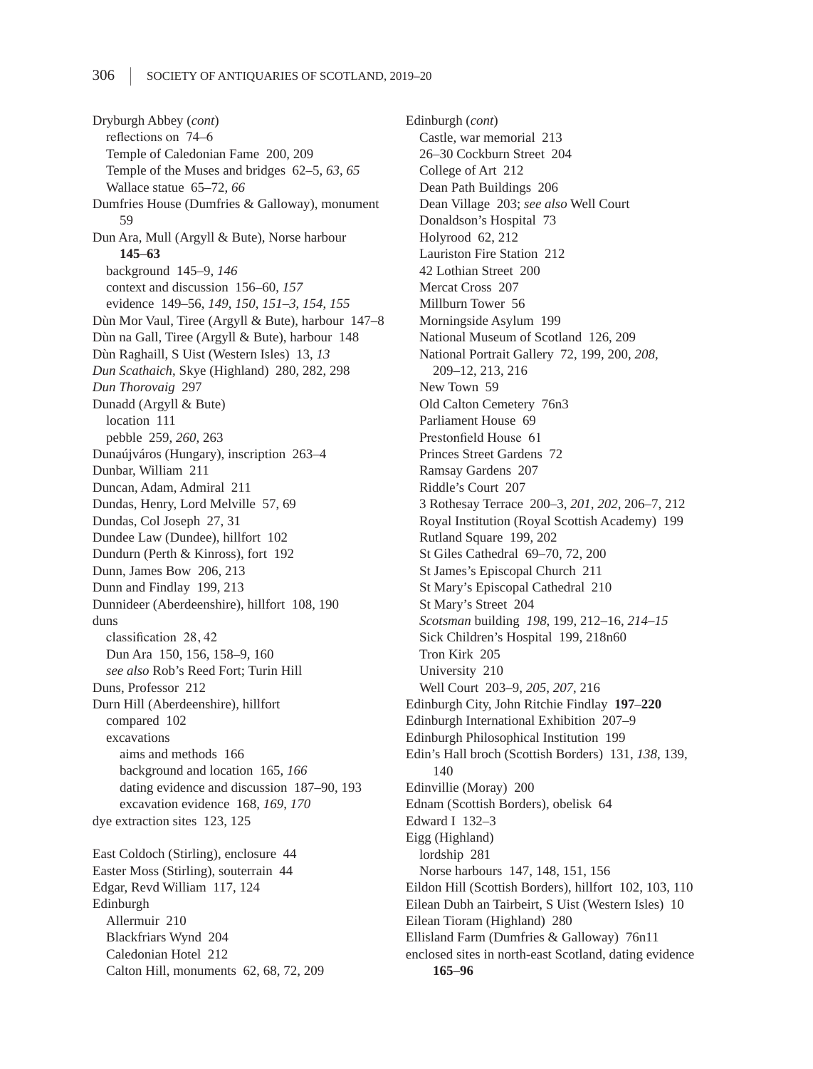Dryburgh Abbey (*cont*)
  reflections on 74–6
  Temple of Caledonian Fame 200, 209
  Temple of the Muses and bridges 62–5, *63*, *65*
  Wallace statue 65–72, *66*
Dumfries House (Dumfries & Galloway), monument 59
Dun Ara, Mull (Argyll & Bute), Norse harbour **145–63**
  background 145–9, *146*
  context and discussion 156–60, *157*
  evidence 149–56, *149*, *150*, *151–3*, *154*, *155*
Dùn Mor Vaul, Tiree (Argyll & Bute), harbour 147–8
Dùn na Gall, Tiree (Argyll & Bute), harbour 148
Dùn Raghaill, S Uist (Western Isles) 13, *13*
*Dun Scathaich*, Skye (Highland) 280, 282, 298
*Dun Thorovaig* 297
Dunadd (Argyll & Bute)
  location 111
  pebble 259, *260*, 263
Dunaújváros (Hungary), inscription 263–4
Dunbar, William 211
Duncan, Adam, Admiral 211
Dundas, Henry, Lord Melville 57, 69
Dundas, Col Joseph 27, 31
Dundee Law (Dundee), hillfort 102
Dundurn (Perth & Kinross), fort 192
Dunn, James Bow 206, 213
Dunn and Findlay 199, 213
Dunnideer (Aberdeenshire), hillfort 108, 190
duns
  classification 28, 42
  Dun Ara 150, 156, 158–9, 160
  *see also* Rob's Reed Fort; Turin Hill
Duns, Professor 212
Durn Hill (Aberdeenshire), hillfort
  compared 102
  excavations
    aims and methods 166
    background and location 165, *166*
    dating evidence and discussion 187–90, 193
    excavation evidence 168, *169*, *170*
dye extraction sites 123, 125

East Coldoch (Stirling), enclosure 44
Easter Moss (Stirling), souterrain 44
Edgar, Revd William 117, 124
Edinburgh
  Allermuir 210
  Blackfriars Wynd 204
  Caledonian Hotel 212
  Calton Hill, monuments 62, 68, 72, 209

Edinburgh (*cont*)
  Castle, war memorial 213
  26–30 Cockburn Street 204
  College of Art 212
  Dean Path Buildings 206
  Dean Village 203; *see also* Well Court
  Donaldson's Hospital 73
  Holyrood 62, 212
  Lauriston Fire Station 212
  42 Lothian Street 200
  Mercat Cross 207
  Millburn Tower 56
  Morningside Asylum 199
  National Museum of Scotland 126, 209
  National Portrait Gallery 72, 199, 200, *208*, 209–12, 213, 216
  New Town 59
  Old Calton Cemetery 76n3
  Parliament House 69
  Prestonfield House 61
  Princes Street Gardens 72
  Ramsay Gardens 207
  Riddle's Court 207
  3 Rothesay Terrace 200–3, *201*, *202*, 206–7, 212
  Royal Institution (Royal Scottish Academy) 199
  Rutland Square 199, 202
  St Giles Cathedral 69–70, 72, 200
  St James's Episcopal Church 211
  St Mary's Episcopal Cathedral 210
  St Mary's Street 204
  *Scotsman* building *198*, 199, 212–16, *214–15*
  Sick Children's Hospital 199, 218n60
  Tron Kirk 205
  University 210
  Well Court 203–9, *205*, *207*, 216
Edinburgh City, John Ritchie Findlay **197–220**
Edinburgh International Exhibition 207–9
Edinburgh Philosophical Institution 199
Edin's Hall broch (Scottish Borders) 131, *138*, 139, 140
Edinvillie (Moray) 200
Ednam (Scottish Borders), obelisk 64
Edward I 132–3
Eigg (Highland)
  lordship 281
  Norse harbours 147, 148, 151, 156
Eildon Hill (Scottish Borders), hillfort 102, 103, 110
Eilean Dubh an Tairbeirt, S Uist (Western Isles) 10
Eilean Tioram (Highland) 280
Ellisland Farm (Dumfries & Galloway) 76n11
enclosed sites in north-east Scotland, dating evidence **165–96**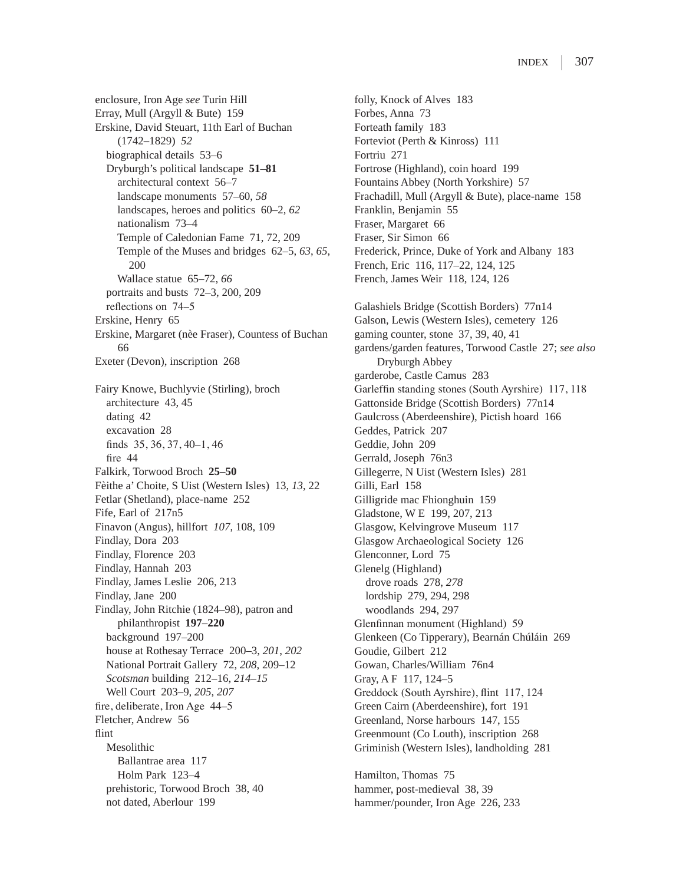enclosure, Iron Age *see* Turin Hill
Erray, Mull (Argyll & Bute) 159
Erskine, David Steuart, 11th Earl of Buchan (1742–1829) *52*
 biographical details 53–6
 Dryburgh's political landscape **51–81**
  architectural context 56–7
  landscape monuments 57–60, *58*
  landscapes, heroes and politics 60–2, *62*
  nationalism 73–4
  Temple of Caledonian Fame 71, 72, 209
  Temple of the Muses and bridges 62–5, *63*, *65*, 200
  Wallace statue 65–72, *66*
 portraits and busts 72–3, 200, 209
 reflections on 74–5
Erskine, Henry 65
Erskine, Margaret (nèe Fraser), Countess of Buchan 66
Exeter (Devon), inscription 268

Fairy Knowe, Buchlyvie (Stirling), broch
 architecture 43, 45
 dating 42
 excavation 28
 finds 35, 36, 37, 40–1, 46
 fire 44
Falkirk, Torwood Broch **25–50**
Fèithe a' Choite, S Uist (Western Isles) 13, *13*, 22
Fetlar (Shetland), place-name 252
Fife, Earl of 217n5
Finavon (Angus), hillfort *107*, 108, 109
Findlay, Dora 203
Findlay, Florence 203
Findlay, Hannah 203
Findlay, James Leslie 206, 213
Findlay, Jane 200
Findlay, John Ritchie (1824–98), patron and philanthropist **197–220**
 background 197–200
 house at Rothesay Terrace 200–3, *201*, *202*
 National Portrait Gallery 72, *208*, 209–12
 *Scotsman* building 212–16, *214–15*
 Well Court 203–9, *205*, *207*
fire, deliberate, Iron Age 44–5
Fletcher, Andrew 56
flint
 Mesolithic
  Ballantrae area 117
  Holm Park 123–4
 prehistoric, Torwood Broch 38, 40
 not dated, Aberlour 199

folly, Knock of Alves 183
Forbes, Anna 73
Forteath family 183
Forteviot (Perth & Kinross) 111
Fortriu 271
Fortrose (Highland), coin hoard 199
Fountains Abbey (North Yorkshire) 57
Frachadill, Mull (Argyll & Bute), place-name 158
Franklin, Benjamin 55
Fraser, Margaret 66
Fraser, Sir Simon 66
Frederick, Prince, Duke of York and Albany 183
French, Eric 116, 117–22, 124, 125
French, James Weir 118, 124, 126

Galashiels Bridge (Scottish Borders) 77n14
Galson, Lewis (Western Isles), cemetery 126
gaming counter, stone 37, 39, 40, 41
gardens/garden features, Torwood Castle 27; *see also* Dryburgh Abbey
garderobe, Castle Camus 283
Garleffin standing stones (South Ayrshire) 117, 118
Gattonside Bridge (Scottish Borders) 77n14
Gaulcross (Aberdeenshire), Pictish hoard 166
Geddes, Patrick 207
Geddie, John 209
Gerrald, Joseph 76n3
Gillegerre, N Uist (Western Isles) 281
Gilli, Earl 158
Gilligride mac Fhionghuin 159
Gladstone, W E 199, 207, 213
Glasgow, Kelvingrove Museum 117
Glasgow Archaeological Society 126
Glenconner, Lord 75
Glenelg (Highland)
 drove roads 278, *278*
 lordship 279, 294, 298
 woodlands 294, 297
Glenfinnan monument (Highland) 59
Glenkeen (Co Tipperary), Bearnán Chúláin 269
Goudie, Gilbert 212
Gowan, Charles/William 76n4
Gray, A F 117, 124–5
Greddock (South Ayrshire), flint 117, 124
Green Cairn (Aberdeenshire), fort 191
Greenland, Norse harbours 147, 155
Greenmount (Co Louth), inscription 268
Griminish (Western Isles), landholding 281

Hamilton, Thomas 75
hammer, post-medieval 38, 39
hammer/pounder, Iron Age 226, 233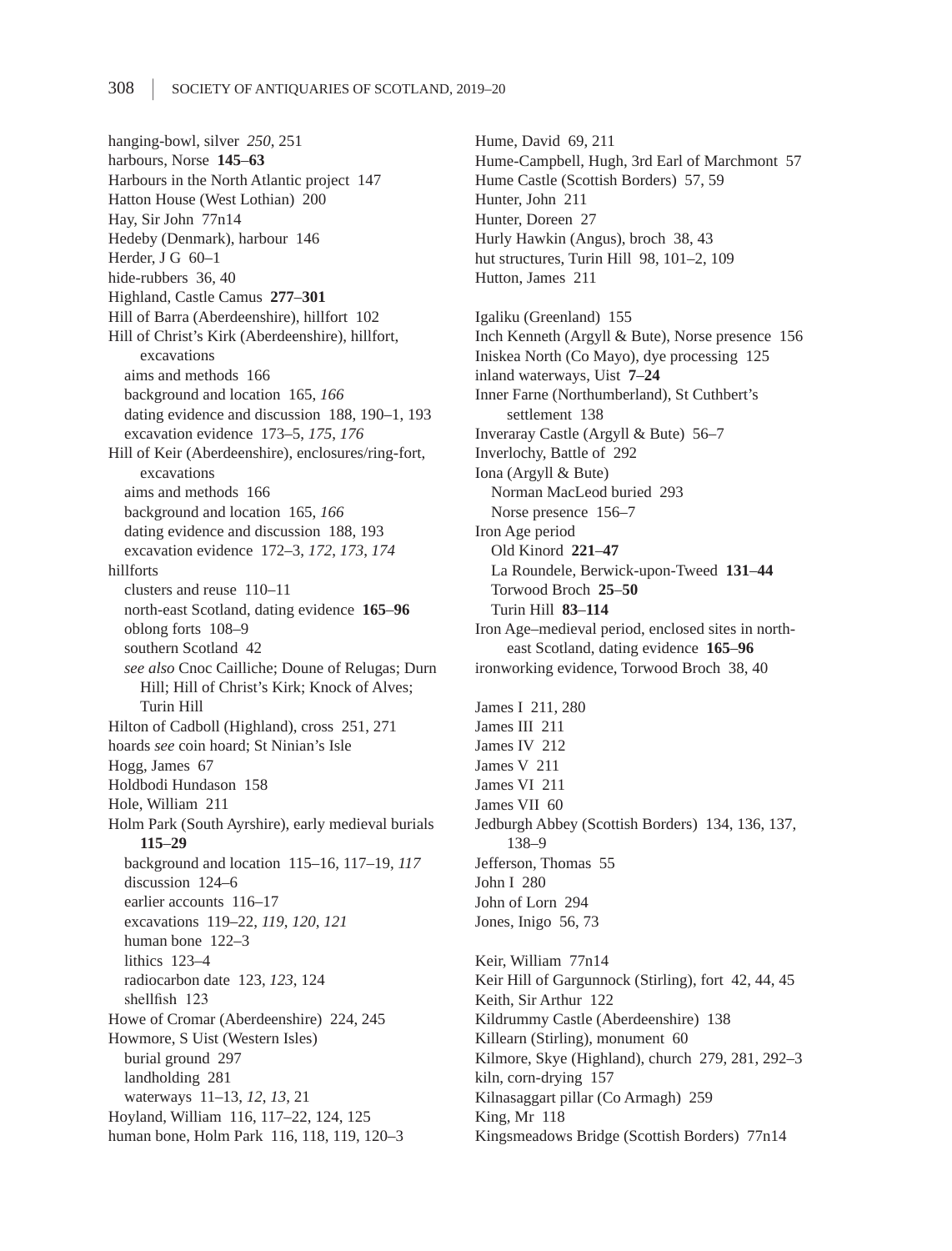hanging-bowl, silver *250*, 251
harbours, Norse **145–63**
Harbours in the North Atlantic project 147
Hatton House (West Lothian) 200
Hay, Sir John 77n14
Hedeby (Denmark), harbour 146
Herder, J G 60–1
hide-rubbers 36, 40
Highland, Castle Camus **277–301**
Hill of Barra (Aberdeenshire), hillfort 102
Hill of Christ's Kirk (Aberdeenshire), hillfort, excavations
  aims and methods 166
  background and location 165, *166*
  dating evidence and discussion 188, 190–1, 193
  excavation evidence 173–5, *175*, *176*
Hill of Keir (Aberdeenshire), enclosures/ring-fort, excavations
  aims and methods 166
  background and location 165, *166*
  dating evidence and discussion 188, 193
  excavation evidence 172–3, *172*, *173*, *174*
hillforts
  clusters and reuse 110–11
  north-east Scotland, dating evidence **165–96**
  oblong forts 108–9
  southern Scotland 42
  *see also* Cnoc Cailliche; Doune of Relugas; Durn Hill; Hill of Christ's Kirk; Knock of Alves; Turin Hill
Hilton of Cadboll (Highland), cross 251, 271
hoards *see* coin hoard; St Ninian's Isle
Hogg, James 67
Holdbodi Hundason 158
Hole, William 211
Holm Park (South Ayrshire), early medieval burials **115–29**
  background and location 115–16, 117–19, *117*
  discussion 124–6
  earlier accounts 116–17
  excavations 119–22, *119*, *120*, *121*
  human bone 122–3
  lithics 123–4
  radiocarbon date 123, *123*, 124
  shellfish 123
Howe of Cromar (Aberdeenshire) 224, 245
Howmore, S Uist (Western Isles)
  burial ground 297
  landholding 281
  waterways 11–13, *12*, *13*, 21
Hoyland, William 116, 117–22, 124, 125
human bone, Holm Park 116, 118, 119, 120–3
Hume, David 69, 211
Hume-Campbell, Hugh, 3rd Earl of Marchmont 57
Hume Castle (Scottish Borders) 57, 59
Hunter, John 211
Hunter, Doreen 27
Hurly Hawkin (Angus), broch 38, 43
hut structures, Turin Hill 98, 101–2, 109
Hutton, James 211

Igaliku (Greenland) 155
Inch Kenneth (Argyll & Bute), Norse presence 156
Iniskea North (Co Mayo), dye processing 125
inland waterways, Uist **7–24**
Inner Farne (Northumberland), St Cuthbert's settlement 138
Inveraray Castle (Argyll & Bute) 56–7
Inverlochy, Battle of 292
Iona (Argyll & Bute)
  Norman MacLeod buried 293
  Norse presence 156–7
Iron Age period
  Old Kinord **221–47**
  La Roundele, Berwick-upon-Tweed **131–44**
  Torwood Broch **25–50**
  Turin Hill **83–114**
Iron Age–medieval period, enclosed sites in north-east Scotland, dating evidence **165–96**
ironworking evidence, Torwood Broch 38, 40

James I 211, 280
James III 211
James IV 212
James V 211
James VI 211
James VII 60
Jedburgh Abbey (Scottish Borders) 134, 136, 137, 138–9
Jefferson, Thomas 55
John I 280
John of Lorn 294
Jones, Inigo 56, 73

Keir, William 77n14
Keir Hill of Gargunnock (Stirling), fort 42, 44, 45
Keith, Sir Arthur 122
Kildrummy Castle (Aberdeenshire) 138
Killearn (Stirling), monument 60
Kilmore, Skye (Highland), church 279, 281, 292–3
kiln, corn-drying 157
Kilnasaggart pillar (Co Armagh) 259
King, Mr 118
Kingsmeadows Bridge (Scottish Borders) 77n14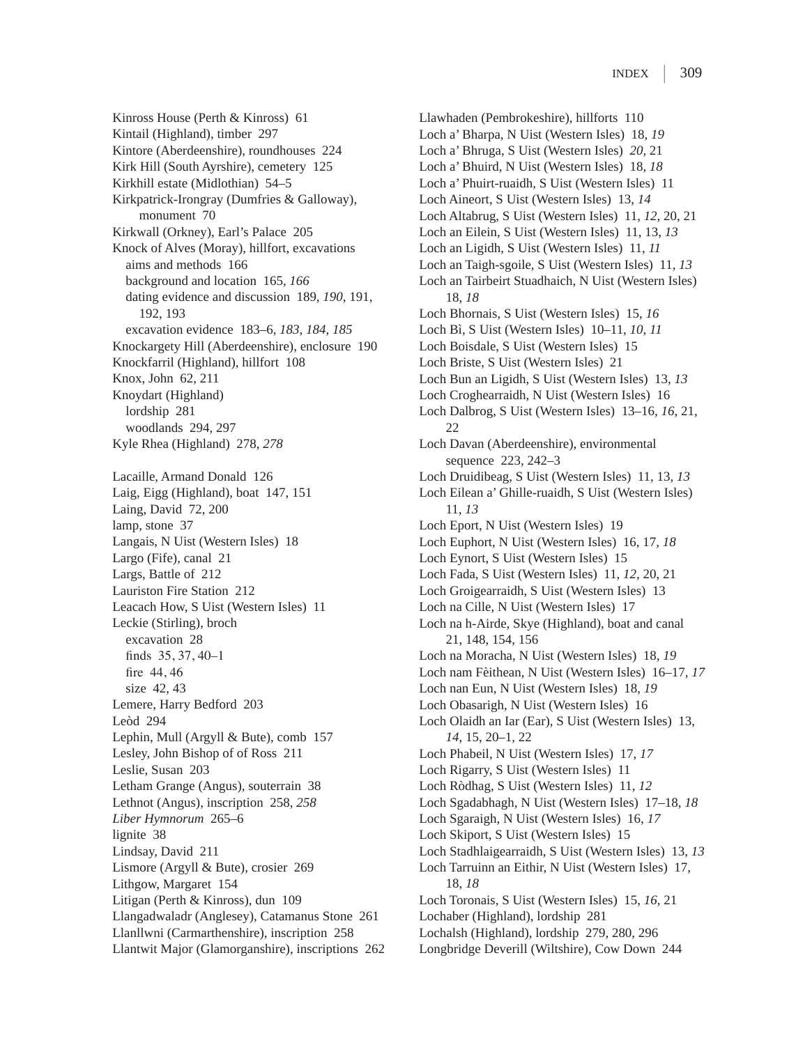Kinross House (Perth & Kinross) 61
Kintail (Highland), timber 297
Kintore (Aberdeenshire), roundhouses 224
Kirk Hill (South Ayrshire), cemetery 125
Kirkhill estate (Midlothian) 54–5
Kirkpatrick-Irongray (Dumfries & Galloway), monument 70
Kirkwall (Orkney), Earl's Palace 205
Knock of Alves (Moray), hillfort, excavations
- aims and methods 166
- background and location 165, *166*
- dating evidence and discussion 189, *190*, 191, 192, 193
- excavation evidence 183–6, *183*, *184*, *185*

Knockargety Hill (Aberdeenshire), enclosure 190
Knockfarril (Highland), hillfort 108
Knox, John 62, 211
Knoydart (Highland)
- lordship 281
- woodlands 294, 297

Kyle Rhea (Highland) 278, *278*

Lacaille, Armand Donald 126
Laig, Eigg (Highland), boat 147, 151
Laing, David 72, 200
lamp, stone 37
Langais, N Uist (Western Isles) 18
Largo (Fife), canal 21
Largs, Battle of 212
Lauriston Fire Station 212
Leacach How, S Uist (Western Isles) 11
Leckie (Stirling), broch
- excavation 28
- finds 35, 37, 40–1
- fire 44, 46
- size 42, 43

Lemere, Harry Bedford 203
Leòd 294
Lephin, Mull (Argyll & Bute), comb 157
Lesley, John Bishop of of Ross 211
Leslie, Susan 203
Letham Grange (Angus), souterrain 38
Lethnot (Angus), inscription 258, *258*
*Liber Hymnorum* 265–6
lignite 38
Lindsay, David 211
Lismore (Argyll & Bute), crosier 269
Lithgow, Margaret 154
Litigan (Perth & Kinross), dun 109
Llangadwaladr (Anglesey), Catamanus Stone 261
Llanllwni (Carmarthenshire), inscription 258
Llantwit Major (Glamorganshire), inscriptions 262
Llawhaden (Pembrokeshire), hillforts 110
Loch a' Bharpa, N Uist (Western Isles) 18, *19*
Loch a' Bhruga, S Uist (Western Isles) *20*, 21
Loch a' Bhuird, N Uist (Western Isles) 18, *18*
Loch a' Phuirt-ruaidh, S Uist (Western Isles) 11
Loch Aineort, S Uist (Western Isles) 13, *14*
Loch Altabrug, S Uist (Western Isles) 11, *12*, 20, 21
Loch an Eilein, S Uist (Western Isles) 11, 13, *13*
Loch an Ligidh, S Uist (Western Isles) 11, *11*
Loch an Taigh-sgoile, S Uist (Western Isles) 11, *13*
Loch an Tairbeirt Stuadhaich, N Uist (Western Isles) 18, *18*
Loch Bhornais, S Uist (Western Isles) 15, *16*
Loch Bì, S Uist (Western Isles) 10–11, *10*, *11*
Loch Boisdale, S Uist (Western Isles) 15
Loch Briste, S Uist (Western Isles) 21
Loch Bun an Ligidh, S Uist (Western Isles) 13, *13*
Loch Croghearraidh, N Uist (Western Isles) 16
Loch Dalbrog, S Uist (Western Isles) 13–16, *16*, 21, 22
Loch Davan (Aberdeenshire), environmental sequence 223, 242–3
Loch Druidibeag, S Uist (Western Isles) 11, 13, *13*
Loch Eilean a' Ghille-ruaidh, S Uist (Western Isles) 11, *13*
Loch Eport, N Uist (Western Isles) 19
Loch Euphort, N Uist (Western Isles) 16, 17, *18*
Loch Eynort, S Uist (Western Isles) 15
Loch Fada, S Uist (Western Isles) 11, *12*, 20, 21
Loch Groigearraidh, S Uist (Western Isles) 13
Loch na Cille, N Uist (Western Isles) 17
Loch na h-Airde, Skye (Highland), boat and canal 21, 148, 154, 156
Loch na Moracha, N Uist (Western Isles) 18, *19*
Loch nam Fèithean, N Uist (Western Isles) 16–17, *17*
Loch nan Eun, N Uist (Western Isles) 18, *19*
Loch Obasarigh, N Uist (Western Isles) 16
Loch Olaidh an Iar (Ear), S Uist (Western Isles) 13, *14*, 15, 20–1, 22
Loch Phabeil, N Uist (Western Isles) 17, *17*
Loch Rigarry, S Uist (Western Isles) 11
Loch Ròdhag, S Uist (Western Isles) 11, *12*
Loch Sgadabhagh, N Uist (Western Isles) 17–18, *18*
Loch Sgaraigh, N Uist (Western Isles) 16, *17*
Loch Skiport, S Uist (Western Isles) 15
Loch Stadhlaigearraidh, S Uist (Western Isles) 13, *13*
Loch Tarruinn an Eithir, N Uist (Western Isles) 17, 18, *18*
Loch Toronais, S Uist (Western Isles) 15, *16*, 21
Lochaber (Highland), lordship 281
Lochalsh (Highland), lordship 279, 280, 296
Longbridge Deverill (Wiltshire), Cow Down 244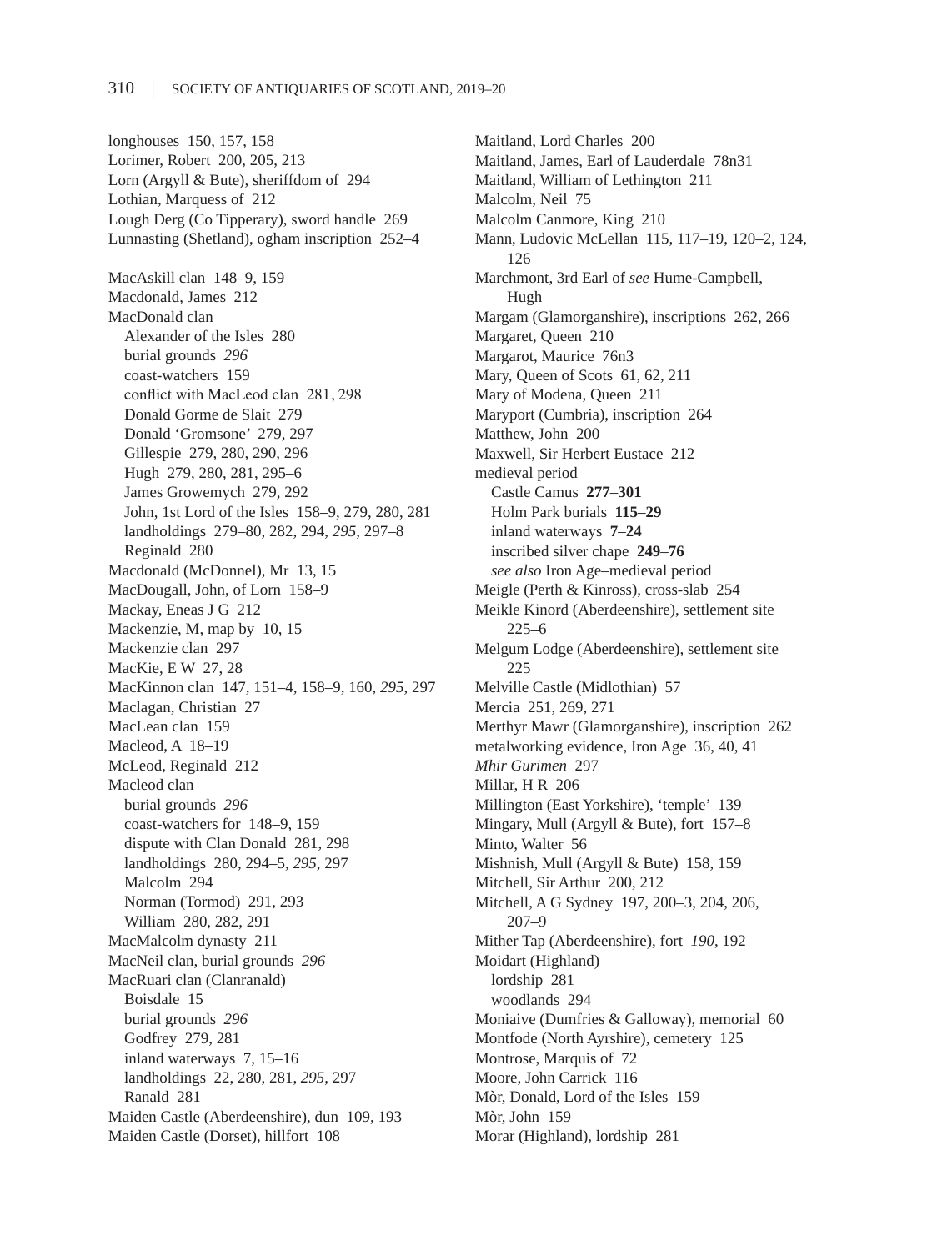longhouses 150, 157, 158
Lorimer, Robert 200, 205, 213
Lorn (Argyll & Bute), sheriffdom of 294
Lothian, Marquess of 212
Lough Derg (Co Tipperary), sword handle 269
Lunnasting (Shetland), ogham inscription 252–4

MacAskill clan 148–9, 159
Macdonald, James 212
MacDonald clan
- Alexander of the Isles 280
- burial grounds *296*
- coast-watchers 159
- conflict with MacLeod clan 281, 298
- Donald Gorme de Slait 279
- Donald 'Gromsone' 279, 297
- Gillespie 279, 280, 290, 296
- Hugh 279, 280, 281, 295–6
- James Growemych 279, 292
- John, 1st Lord of the Isles 158–9, 279, 280, 281
- landholdings 279–80, 282, 294, *295*, 297–8
- Reginald 280

Macdonald (McDonnel), Mr 13, 15
MacDougall, John, of Lorn 158–9
Mackay, Eneas J G 212
Mackenzie, M, map by 10, 15
Mackenzie clan 297
MacKie, E W 27, 28
MacKinnon clan 147, 151–4, 158–9, 160, *295*, 297
Maclagan, Christian 27
MacLean clan 159
Macleod, A 18–19
McLeod, Reginald 212
Macleod clan
- burial grounds *296*
- coast-watchers for 148–9, 159
- dispute with Clan Donald 281, 298
- landholdings 280, 294–5, *295*, 297
- Malcolm 294
- Norman (Tormod) 291, 293
- William 280, 282, 291

MacMalcolm dynasty 211
MacNeil clan, burial grounds *296*
MacRuari clan (Clanranald)
- Boisdale 15
- burial grounds *296*
- Godfrey 279, 281
- inland waterways 7, 15–16
- landholdings 22, 280, 281, *295*, 297
- Ranald 281

Maiden Castle (Aberdeenshire), dun 109, 193
Maiden Castle (Dorset), hillfort 108
Maitland, Lord Charles 200
Maitland, James, Earl of Lauderdale 78n31
Maitland, William of Lethington 211
Malcolm, Neil 75
Malcolm Canmore, King 210
Mann, Ludovic McLellan 115, 117–19, 120–2, 124, 126
Marchmont, 3rd Earl of *see* Hume-Campbell, Hugh
Margam (Glamorganshire), inscriptions 262, 266
Margaret, Queen 210
Margarot, Maurice 76n3
Mary, Queen of Scots 61, 62, 211
Mary of Modena, Queen 211
Maryport (Cumbria), inscription 264
Matthew, John 200
Maxwell, Sir Herbert Eustace 212
medieval period
- Castle Camus **277**–**301**
- Holm Park burials **115**–**29**
- inland waterways **7**–**24**
- inscribed silver chape **249**–**76**
- *see also* Iron Age–medieval period

Meigle (Perth & Kinross), cross-slab 254
Meikle Kinord (Aberdeenshire), settlement site 225–6
Melgum Lodge (Aberdeenshire), settlement site 225
Melville Castle (Midlothian) 57
Mercia 251, 269, 271
Merthyr Mawr (Glamorganshire), inscription 262
metalworking evidence, Iron Age 36, 40, 41
*Mhir Gurimen* 297
Millar, H R 206
Millington (East Yorkshire), 'temple' 139
Mingary, Mull (Argyll & Bute), fort 157–8
Minto, Walter 56
Mishnish, Mull (Argyll & Bute) 158, 159
Mitchell, Sir Arthur 200, 212
Mitchell, A G Sydney 197, 200–3, 204, 206, 207–9
Mither Tap (Aberdeenshire), fort *190*, 192
Moidart (Highland)
- lordship 281
- woodlands 294

Moniaive (Dumfries & Galloway), memorial 60
Montfode (North Ayrshire), cemetery 125
Montrose, Marquis of 72
Moore, John Carrick 116
Mòr, Donald, Lord of the Isles 159
Mòr, John 159
Morar (Highland), lordship 281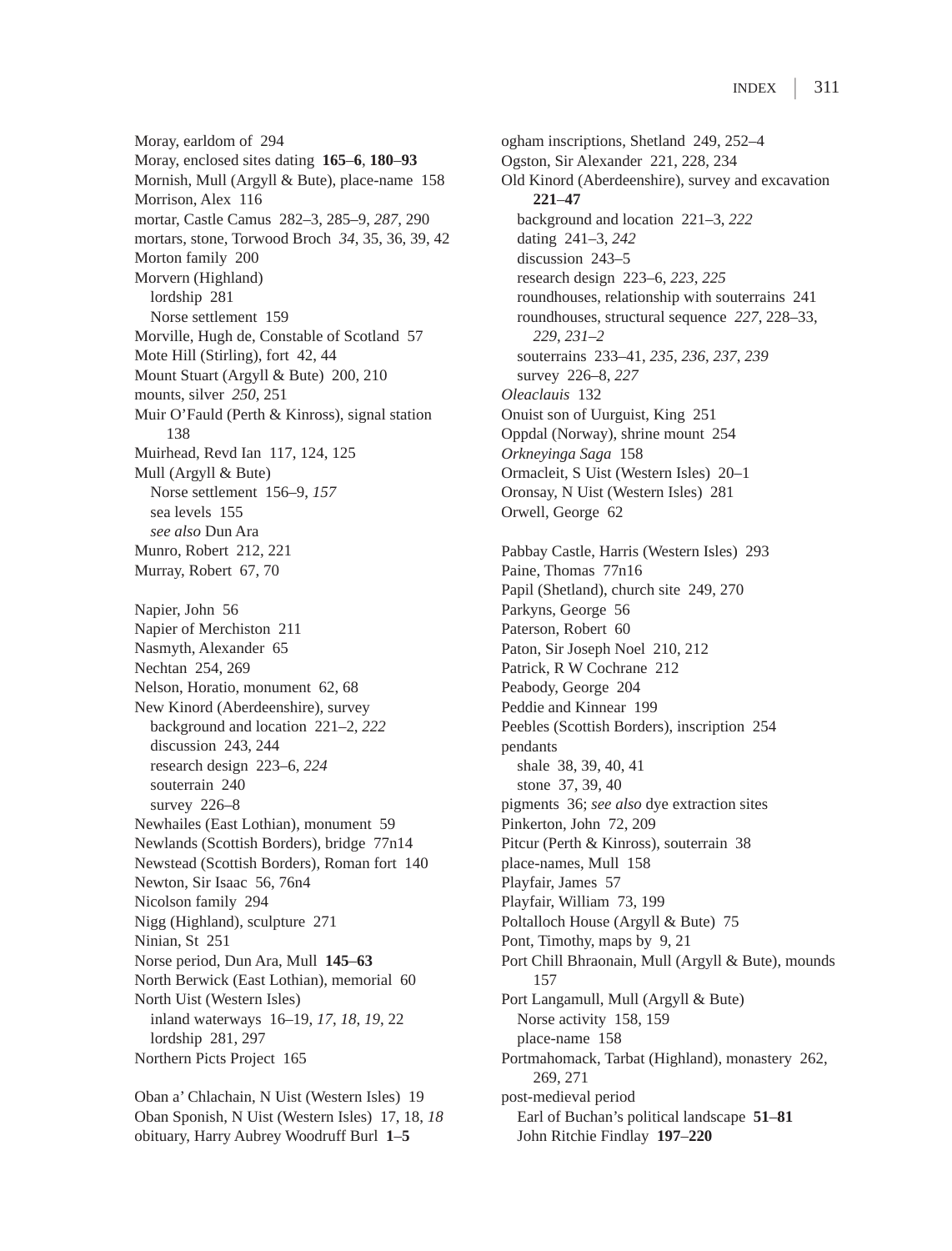Moray, earldom of 294
Moray, enclosed sites dating **165–6**, **180–93**
Mornish, Mull (Argyll & Bute), place-name 158
Morrison, Alex 116
mortar, Castle Camus 282–3, 285–9, *287*, 290
mortars, stone, Torwood Broch *34*, 35, 36, 39, 42
Morton family 200
Morvern (Highland)
  lordship 281
  Norse settlement 159
Morville, Hugh de, Constable of Scotland 57
Mote Hill (Stirling), fort 42, 44
Mount Stuart (Argyll & Bute) 200, 210
mounts, silver *250*, 251
Muir O'Fauld (Perth & Kinross), signal station 138
Muirhead, Revd Ian 117, 124, 125
Mull (Argyll & Bute)
  Norse settlement 156–9, *157*
  sea levels 155
  *see also* Dun Ara
Munro, Robert 212, 221
Murray, Robert 67, 70

Napier, John 56
Napier of Merchiston 211
Nasmyth, Alexander 65
Nechtan 254, 269
Nelson, Horatio, monument 62, 68
New Kinord (Aberdeenshire), survey
  background and location 221–2, *222*
  discussion 243, 244
  research design 223–6, *224*
  souterrain 240
  survey 226–8
Newhailes (East Lothian), monument 59
Newlands (Scottish Borders), bridge 77n14
Newstead (Scottish Borders), Roman fort 140
Newton, Sir Isaac 56, 76n4
Nicolson family 294
Nigg (Highland), sculpture 271
Ninian, St 251
Norse period, Dun Ara, Mull **145–63**
North Berwick (East Lothian), memorial 60
North Uist (Western Isles)
  inland waterways 16–19, *17*, *18*, *19*, 22
  lordship 281, 297
Northern Picts Project 165

Oban a' Chlachain, N Uist (Western Isles) 19
Oban Sponish, N Uist (Western Isles) 17, 18, *18*
obituary, Harry Aubrey Woodruff Burl **1–5**
ogham inscriptions, Shetland 249, 252–4
Ogston, Sir Alexander 221, 228, 234
Old Kinord (Aberdeenshire), survey and excavation **221–47**
  background and location 221–3, *222*
  dating 241–3, *242*
  discussion 243–5
  research design 223–6, *223*, *225*
  roundhouses, relationship with souterrains 241
  roundhouses, structural sequence *227*, 228–33, *229*, *231–2*
  souterrains 233–41, *235*, *236*, *237*, *239*
  survey 226–8, *227*
*Oleaclauis* 132
Onuist son of Uurguist, King 251
Oppdal (Norway), shrine mount 254
*Orkneyinga Saga* 158
Ormacleit, S Uist (Western Isles) 20–1
Oronsay, N Uist (Western Isles) 281
Orwell, George 62

Pabbay Castle, Harris (Western Isles) 293
Paine, Thomas 77n16
Papil (Shetland), church site 249, 270
Parkyns, George 56
Paterson, Robert 60
Paton, Sir Joseph Noel 210, 212
Patrick, R W Cochrane 212
Peabody, George 204
Peddie and Kinnear 199
Peebles (Scottish Borders), inscription 254
pendants
  shale 38, 39, 40, 41
  stone 37, 39, 40
pigments 36; *see also* dye extraction sites
Pinkerton, John 72, 209
Pitcur (Perth & Kinross), souterrain 38
place-names, Mull 158
Playfair, James 57
Playfair, William 73, 199
Poltalloch House (Argyll & Bute) 75
Pont, Timothy, maps by 9, 21
Port Chill Bhraonain, Mull (Argyll & Bute), mounds 157
Port Langamull, Mull (Argyll & Bute)
  Norse activity 158, 159
  place-name 158
Portmahomack, Tarbat (Highland), monastery 262, 269, 271
post-medieval period
  Earl of Buchan's political landscape **51–81**
  John Ritchie Findlay **197–220**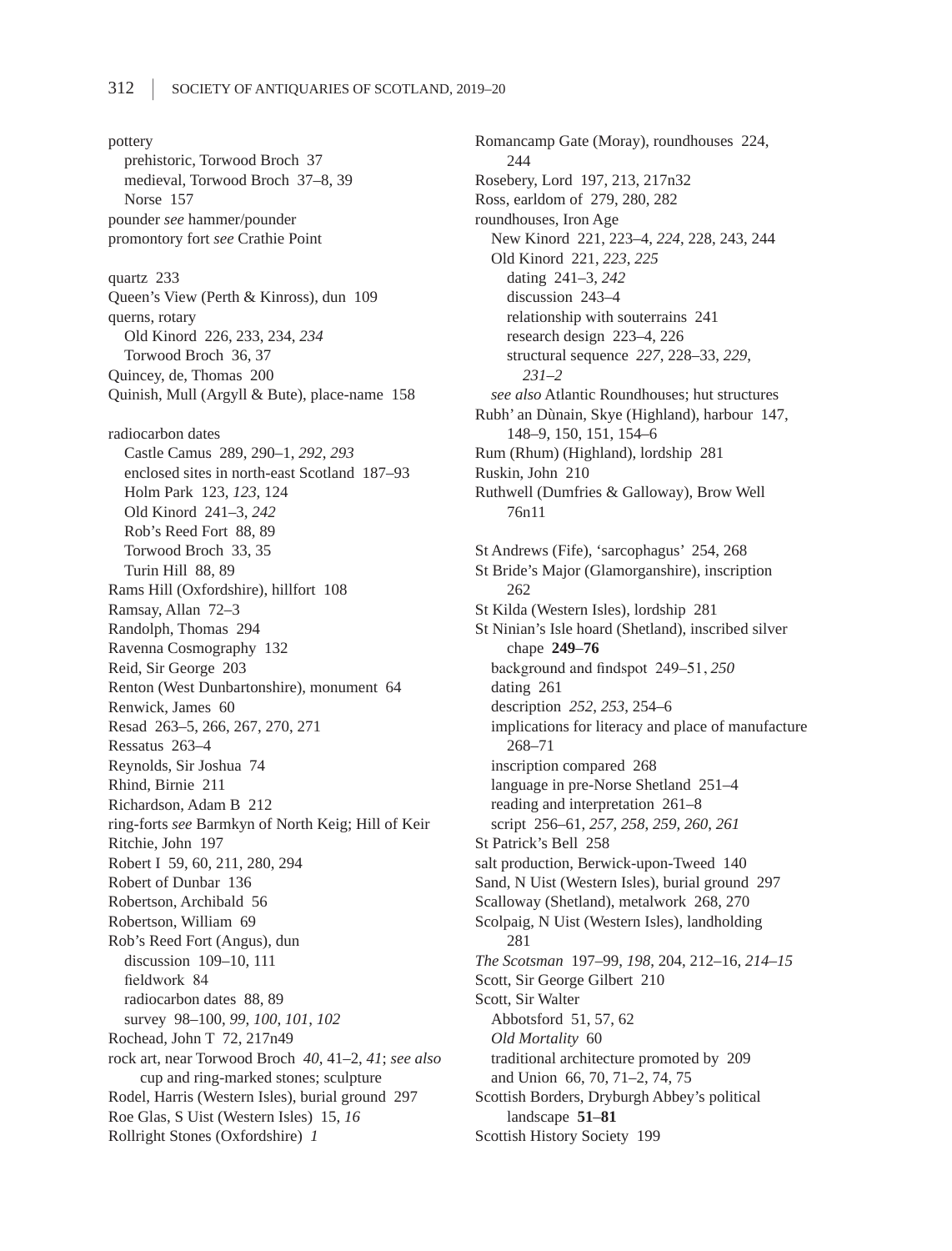pottery
- prehistoric, Torwood Broch 37
- medieval, Torwood Broch 37–8, 39
- Norse 157

pounder *see* hammer/pounder
promontory fort *see* Crathie Point

quartz 233
Queen's View (Perth & Kinross), dun 109
querns, rotary
- Old Kinord 226, 233, 234, *234*
- Torwood Broch 36, 37

Quincey, de, Thomas 200
Quinish, Mull (Argyll & Bute), place-name 158

radiocarbon dates
- Castle Camus 289, 290–1, *292*, *293*
- enclosed sites in north-east Scotland 187–93
- Holm Park 123, *123*, 124
- Old Kinord 241–3, *242*
- Rob's Reed Fort 88, 89
- Torwood Broch 33, 35
- Turin Hill 88, 89

Rams Hill (Oxfordshire), hillfort 108
Ramsay, Allan 72–3
Randolph, Thomas 294
Ravenna Cosmography 132
Reid, Sir George 203
Renton (West Dunbartonshire), monument 64
Renwick, James 60
Resad 263–5, 266, 267, 270, 271
Ressatus 263–4
Reynolds, Sir Joshua 74
Rhind, Birnie 211
Richardson, Adam B 212
ring-forts *see* Barmkyn of North Keig; Hill of Keir
Ritchie, John 197
Robert I 59, 60, 211, 280, 294
Robert of Dunbar 136
Robertson, Archibald 56
Robertson, William 69
Rob's Reed Fort (Angus), dun
- discussion 109–10, 111
- fieldwork 84
- radiocarbon dates 88, 89
- survey 98–100, *99*, *100*, *101*, *102*

Rochead, John T 72, 217n49
rock art, near Torwood Broch *40*, 41–2, *41*; *see also* cup and ring-marked stones; sculpture
Rodel, Harris (Western Isles), burial ground 297
Roe Glas, S Uist (Western Isles) 15, *16*
Rollright Stones (Oxfordshire) *1*
Romancamp Gate (Moray), roundhouses 224, 244
Rosebery, Lord 197, 213, 217n32
Ross, earldom of 279, 280, 282
roundhouses, Iron Age
- New Kinord 221, 223–4, *224*, 228, 243, 244
- Old Kinord 221, *223*, *225*
  - dating 241–3, *242*
  - discussion 243–4
  - relationship with souterrains 241
  - research design 223–4, 226
  - structural sequence *227*, 228–33, *229*, *231–2*
- *see also* Atlantic Roundhouses; hut structures

Rubh' an Dùnain, Skye (Highland), harbour 147, 148–9, 150, 151, 154–6
Rum (Rhum) (Highland), lordship 281
Ruskin, John 210
Ruthwell (Dumfries & Galloway), Brow Well 76n11

St Andrews (Fife), 'sarcophagus' 254, 268
St Bride's Major (Glamorganshire), inscription 262
St Kilda (Western Isles), lordship 281
St Ninian's Isle hoard (Shetland), inscribed silver chape **249–76**
- background and findspot 249–51, *250*
- dating 261
- description *252*, *253*, 254–6
- implications for literacy and place of manufacture 268–71
- inscription compared 268
- language in pre-Norse Shetland 251–4
- reading and interpretation 261–8
- script 256–61, *257*, *258*, *259*, *260*, *261*

St Patrick's Bell 258
salt production, Berwick-upon-Tweed 140
Sand, N Uist (Western Isles), burial ground 297
Scalloway (Shetland), metalwork 268, 270
Scolpaig, N Uist (Western Isles), landholding 281
*The Scotsman* 197–99, *198*, 204, 212–16, *214–15*
Scott, Sir George Gilbert 210
Scott, Sir Walter
- Abbotsford 51, 57, 62
- *Old Mortality* 60
- traditional architecture promoted by 209
- and Union 66, 70, 71–2, 74, 75

Scottish Borders, Dryburgh Abbey's political landscape **51–81**
Scottish History Society 199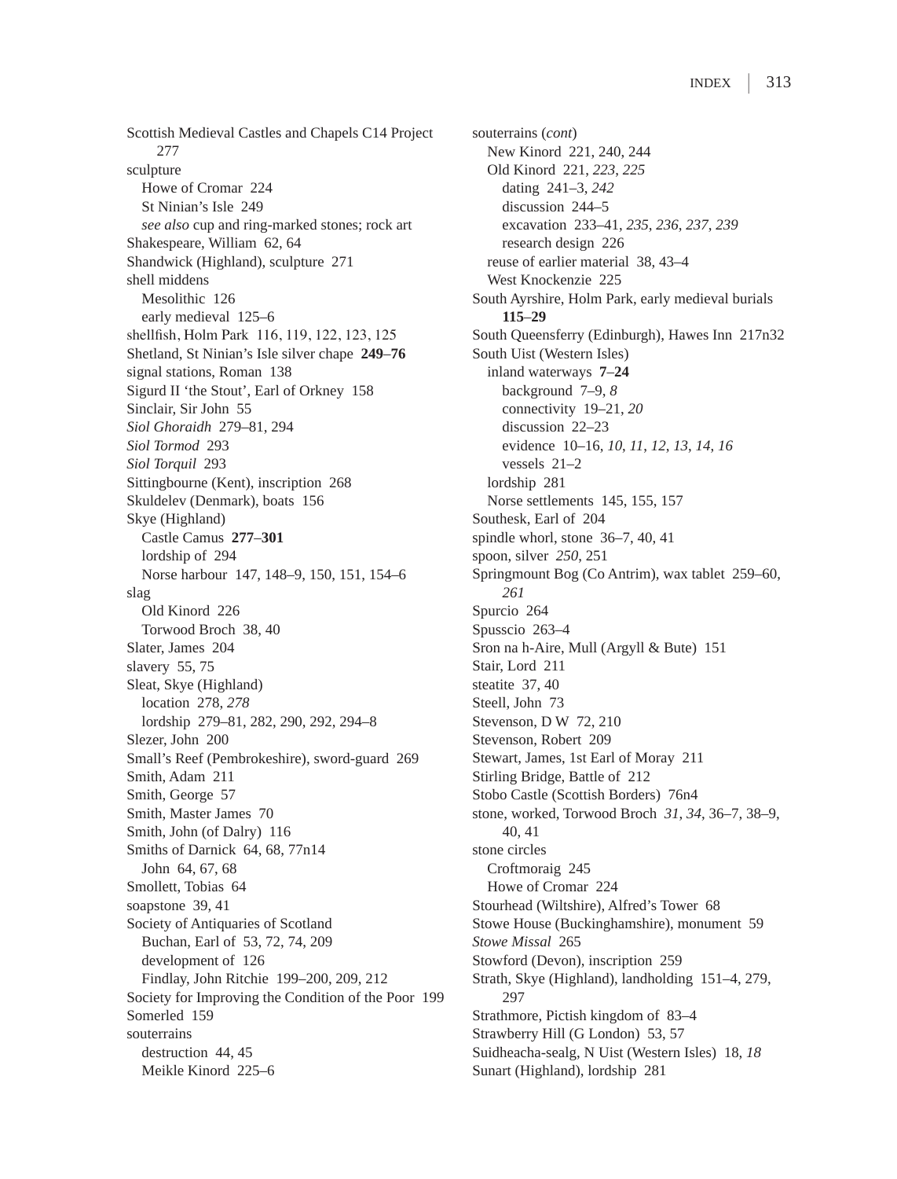Scottish Medieval Castles and Chapels C14 Project 277
sculpture
  Howe of Cromar 224
  St Ninian's Isle 249
  *see also* cup and ring-marked stones; rock art
Shakespeare, William 62, 64
Shandwick (Highland), sculpture 271
shell middens
  Mesolithic 126
  early medieval 125–6
shellfish, Holm Park 116, 119, 122, 123, 125
Shetland, St Ninian's Isle silver chape **249–76**
signal stations, Roman 138
Sigurd II 'the Stout', Earl of Orkney 158
Sinclair, Sir John 55
*Siol Ghoraidh* 279–81, 294
*Siol Tormod* 293
*Siol Torquil* 293
Sittingbourne (Kent), inscription 268
Skuldelev (Denmark), boats 156
Skye (Highland)
  Castle Camus **277–301**
  lordship of 294
  Norse harbour 147, 148–9, 150, 151, 154–6
slag
  Old Kinord 226
  Torwood Broch 38, 40
Slater, James 204
slavery 55, 75
Sleat, Skye (Highland)
  location 278, *278*
  lordship 279–81, 282, 290, 292, 294–8
Slezer, John 200
Small's Reef (Pembrokeshire), sword-guard 269
Smith, Adam 211
Smith, George 57
Smith, Master James 70
Smith, John (of Dalry) 116
Smiths of Darnick 64, 68, 77n14
  John 64, 67, 68
Smollett, Tobias 64
soapstone 39, 41
Society of Antiquaries of Scotland
  Buchan, Earl of 53, 72, 74, 209
  development of 126
  Findlay, John Ritchie 199–200, 209, 212
Society for Improving the Condition of the Poor 199
Somerled 159
souterrains
  destruction 44, 45
  Meikle Kinord 225–6
souterrains (*cont*)
  New Kinord 221, 240, 244
  Old Kinord 221, *223*, *225*
    dating 241–3, *242*
    discussion 244–5
    excavation 233–41, *235*, *236*, *237*, *239*
    research design 226
  reuse of earlier material 38, 43–4
  West Knockenzie 225
South Ayrshire, Holm Park, early medieval burials **115–29**
South Queensferry (Edinburgh), Hawes Inn 217n32
South Uist (Western Isles)
  inland waterways **7–24**
    background 7–9, *8*
    connectivity 19–21, *20*
    discussion 22–23
    evidence 10–16, *10*, *11*, *12*, *13*, *14*, *16*
    vessels 21–2
  lordship 281
  Norse settlements 145, 155, 157
Southesk, Earl of 204
spindle whorl, stone 36–7, 40, 41
spoon, silver *250*, 251
Springmount Bog (Co Antrim), wax tablet 259–60, *261*
Spurcio 264
Spusscio 263–4
Sron na h-Aire, Mull (Argyll & Bute) 151
Stair, Lord 211
steatite 37, 40
Steell, John 73
Stevenson, D W 72, 210
Stevenson, Robert 209
Stewart, James, 1st Earl of Moray 211
Stirling Bridge, Battle of 212
Stobo Castle (Scottish Borders) 76n4
stone, worked, Torwood Broch *31*, *34*, 36–7, 38–9, 40, 41
stone circles
  Croftmoraig 245
  Howe of Cromar 224
Stourhead (Wiltshire), Alfred's Tower 68
Stowe House (Buckinghamshire), monument 59
*Stowe Missal* 265
Stowford (Devon), inscription 259
Strath, Skye (Highland), landholding 151–4, 279, 297
Strathmore, Pictish kingdom of 83–4
Strawberry Hill (G London) 53, 57
Suidheacha-sealg, N Uist (Western Isles) 18, *18*
Sunart (Highland), lordship 281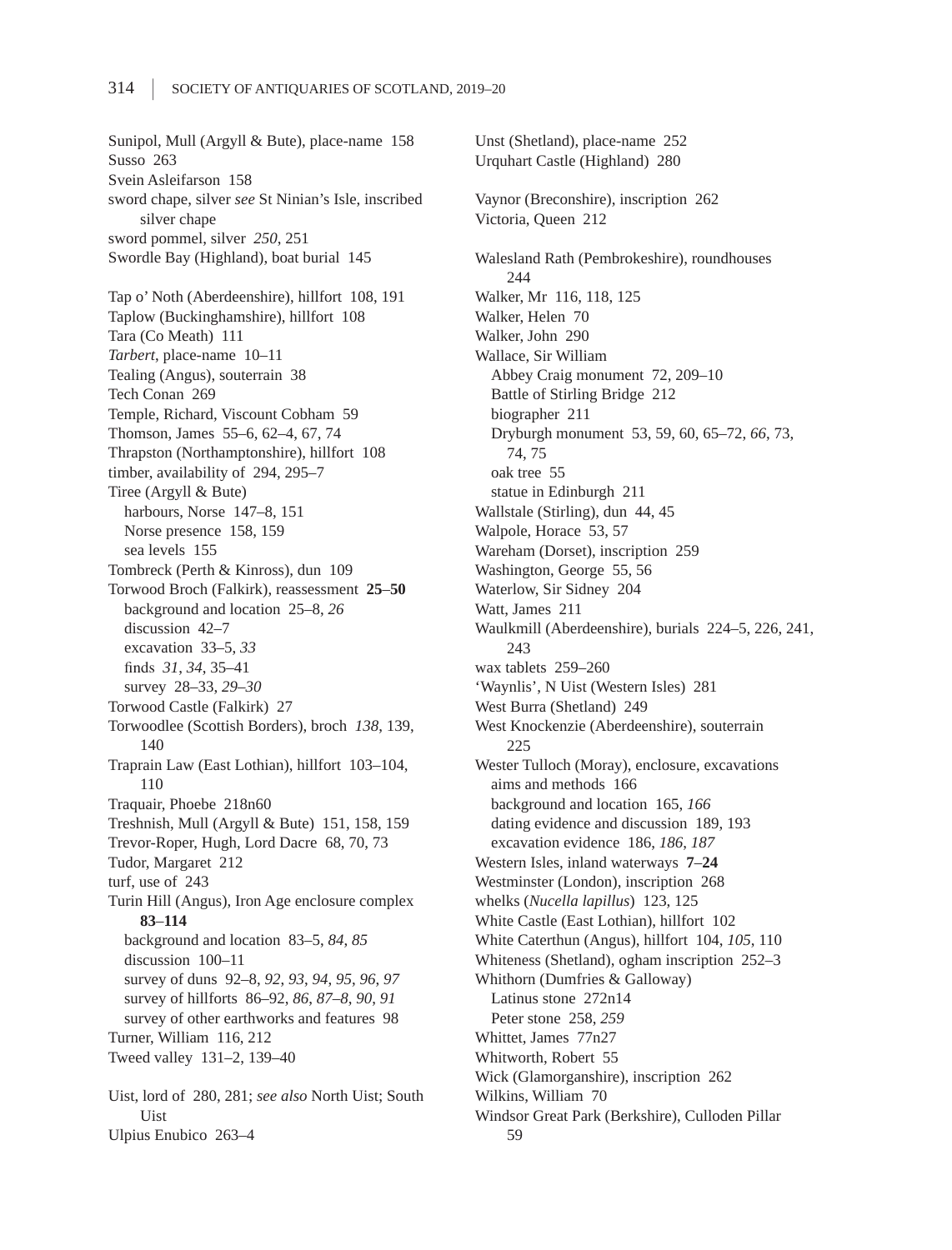Sunipol, Mull (Argyll & Bute), place-name 158
Susso 263
Svein Asleifarson 158
sword chape, silver *see* St Ninian's Isle, inscribed silver chape
sword pommel, silver *250*, 251
Swordle Bay (Highland), boat burial 145

Tap o' Noth (Aberdeenshire), hillfort 108, 191
Taplow (Buckinghamshire), hillfort 108
Tara (Co Meath) 111
*Tarbert*, place-name 10–11
Tealing (Angus), souterrain 38
Tech Conan 269
Temple, Richard, Viscount Cobham 59
Thomson, James 55–6, 62–4, 67, 74
Thrapston (Northamptonshire), hillfort 108
timber, availability of 294, 295–7
Tiree (Argyll & Bute)
- harbours, Norse 147–8, 151
- Norse presence 158, 159
- sea levels 155

Tombreck (Perth & Kinross), dun 109
Torwood Broch (Falkirk), reassessment **25–50**
- background and location 25–8, *26*
- discussion 42–7
- excavation 33–5, *33*
- finds *31*, *34*, 35–41
- survey 28–33, *29–30*

Torwood Castle (Falkirk) 27
Torwoodlee (Scottish Borders), broch *138*, 139, 140
Traprain Law (East Lothian), hillfort 103–104, 110
Traquair, Phoebe 218n60
Treshnish, Mull (Argyll & Bute) 151, 158, 159
Trevor-Roper, Hugh, Lord Dacre 68, 70, 73
Tudor, Margaret 212
turf, use of 243
Turin Hill (Angus), Iron Age enclosure complex **83–114**
- background and location 83–5, *84*, *85*
- discussion 100–11
- survey of duns 92–8, *92*, *93*, *94*, *95*, *96*, *97*
- survey of hillforts 86–92, *86*, *87–8*, *90*, *91*
- survey of other earthworks and features 98

Turner, William 116, 212
Tweed valley 131–2, 139–40

Uist, lord of 280, 281; *see also* North Uist; South Uist
Ulpius Enubico 263–4
Unst (Shetland), place-name 252
Urquhart Castle (Highland) 280

Vaynor (Breconshire), inscription 262
Victoria, Queen 212

Walesland Rath (Pembrokeshire), roundhouses 244
Walker, Mr 116, 118, 125
Walker, Helen 70
Walker, John 290
Wallace, Sir William
- Abbey Craig monument 72, 209–10
- Battle of Stirling Bridge 212
- biographer 211
- Dryburgh monument 53, 59, 60, 65–72, *66*, 73, 74, 75
- oak tree 55
- statue in Edinburgh 211

Wallstale (Stirling), dun 44, 45
Walpole, Horace 53, 57
Wareham (Dorset), inscription 259
Washington, George 55, 56
Waterlow, Sir Sidney 204
Watt, James 211
Waulkmill (Aberdeenshire), burials 224–5, 226, 241, 243
wax tablets 259–260
'Waynlis', N Uist (Western Isles) 281
West Burra (Shetland) 249
West Knockenzie (Aberdeenshire), souterrain 225
Wester Tulloch (Moray), enclosure, excavations
- aims and methods 166
- background and location 165, *166*
- dating evidence and discussion 189, 193
- excavation evidence 186, *186*, *187*

Western Isles, inland waterways **7–24**
Westminster (London), inscription 268
whelks (*Nucella lapillus*) 123, 125
White Castle (East Lothian), hillfort 102
White Caterthun (Angus), hillfort 104, *105*, 110
Whiteness (Shetland), ogham inscription 252–3
Whithorn (Dumfries & Galloway)
- Latinus stone 272n14
- Peter stone 258, *259*

Whittet, James 77n27
Whitworth, Robert 55
Wick (Glamorganshire), inscription 262
Wilkins, William 70
Windsor Great Park (Berkshire), Culloden Pillar 59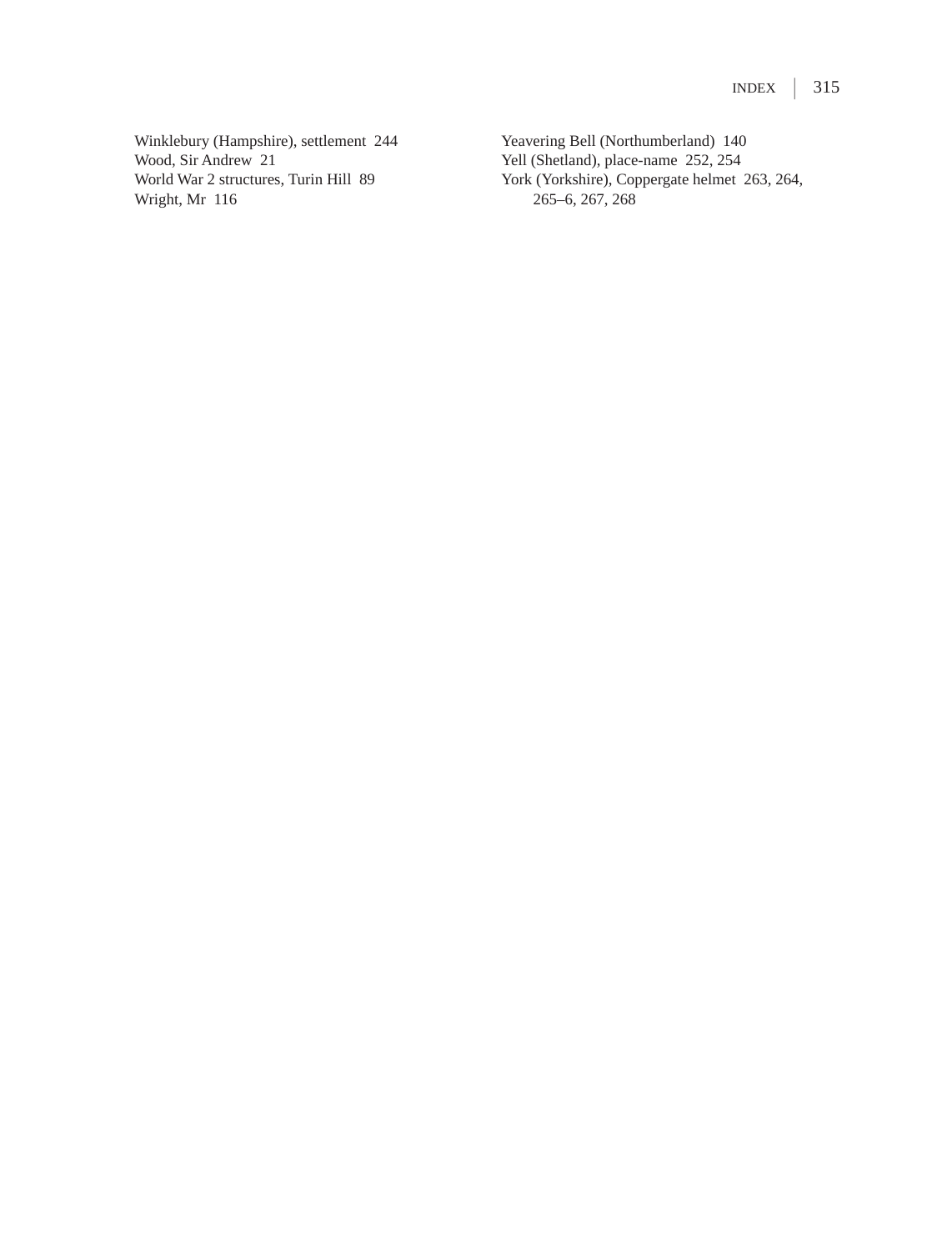Winklebury (Hampshire), settlement 244
Wood, Sir Andrew 21
World War 2 structures, Turin Hill 89
Wright, Mr 116

Yeavering Bell (Northumberland) 140
Yell (Shetland), place-name 252, 254
York (Yorkshire), Coppergate helmet 263, 264, 265–6, 267, 268